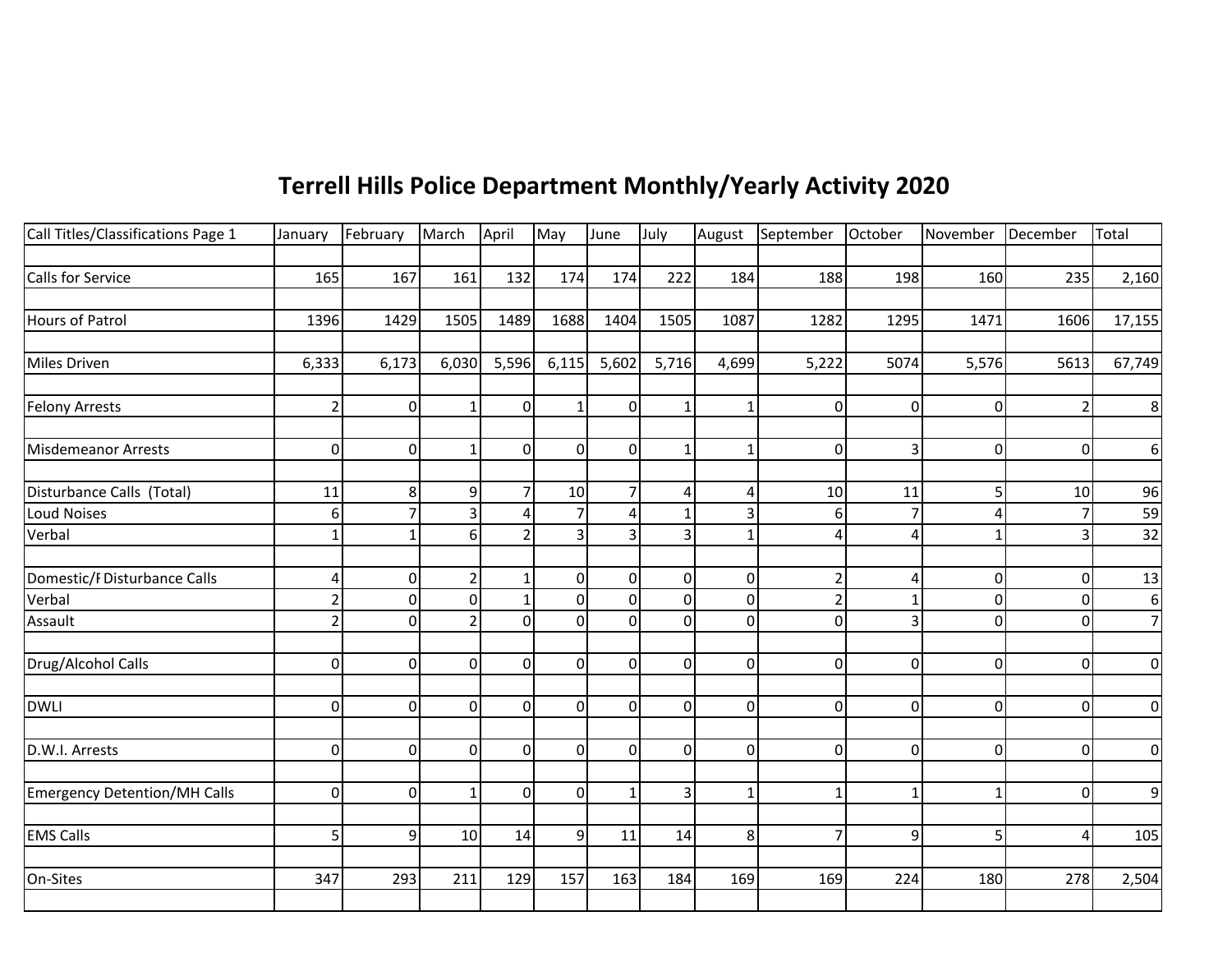# Terrell Hills Police Department Monthly/Yearly Activity 2020

| Call Titles/Classifications Page 1 | January | February | March | April | May | June | July | August | September | October | November | December | Total |
|---|---|---|---|---|---|---|---|---|---|---|---|---|---|
| Calls for Service | 165 | 167 | 161 | 132 | 174 | 174 | 222 | 184 | 188 | 198 | 160 | 235 | 2,160 |
| Hours of Patrol | 1396 | 1429 | 1505 | 1489 | 1688 | 1404 | 1505 | 1087 | 1282 | 1295 | 1471 | 1606 | 17,155 |
| Miles Driven | 6,333 | 6,173 | 6,030 | 5,596 | 6,115 | 5,602 | 5,716 | 4,699 | 5,222 | 5074 | 5,576 | 5613 | 67,749 |
| Felony Arrests | 2 | 0 | 1 | 0 | 1 | 0 | 1 | 1 | 0 | 0 | 0 | 2 | 8 |
| Misdemeanor Arrests | 0 | 0 | 1 | 0 | 0 | 0 | 1 | 1 | 0 | 3 | 0 | 0 | 6 |
| Disturbance Calls (Total) | 11 | 8 | 9 | 7 | 10 | 7 | 4 | 4 | 10 | 11 | 5 | 10 | 96 |
| Loud Noises | 6 | 7 | 3 | 4 | 7 | 4 | 1 | 3 | 6 | 7 | 4 | 7 | 59 |
| Verbal | 1 | 1 | 6 | 2 | 3 | 3 | 3 | 1 | 4 | 4 | 1 | 3 | 32 |
| Domestic/F Disturbance Calls | 4 | 0 | 2 | 1 | 0 | 0 | 0 | 0 | 2 | 4 | 0 | 0 | 13 |
| Verbal | 2 | 0 | 0 | 1 | 0 | 0 | 0 | 0 | 2 | 1 | 0 | 0 | 6 |
| Assault | 2 | 0 | 2 | 0 | 0 | 0 | 0 | 0 | 0 | 3 | 0 | 0 | 7 |
| Drug/Alcohol Calls | 0 | 0 | 0 | 0 | 0 | 0 | 0 | 0 | 0 | 0 | 0 | 0 | 0 |
| DWLI | 0 | 0 | 0 | 0 | 0 | 0 | 0 | 0 | 0 | 0 | 0 | 0 | 0 |
| D.W.I. Arrests | 0 | 0 | 0 | 0 | 0 | 0 | 0 | 0 | 0 | 0 | 0 | 0 | 0 |
| Emergency Detention/MH Calls | 0 | 0 | 1 | 0 | 0 | 1 | 3 | 1 | 1 | 1 | 1 | 0 | 9 |
| EMS Calls | 5 | 9 | 10 | 14 | 9 | 11 | 14 | 8 | 7 | 9 | 5 | 4 | 105 |
| On-Sites | 347 | 293 | 211 | 129 | 157 | 163 | 184 | 169 | 169 | 224 | 180 | 278 | 2,504 |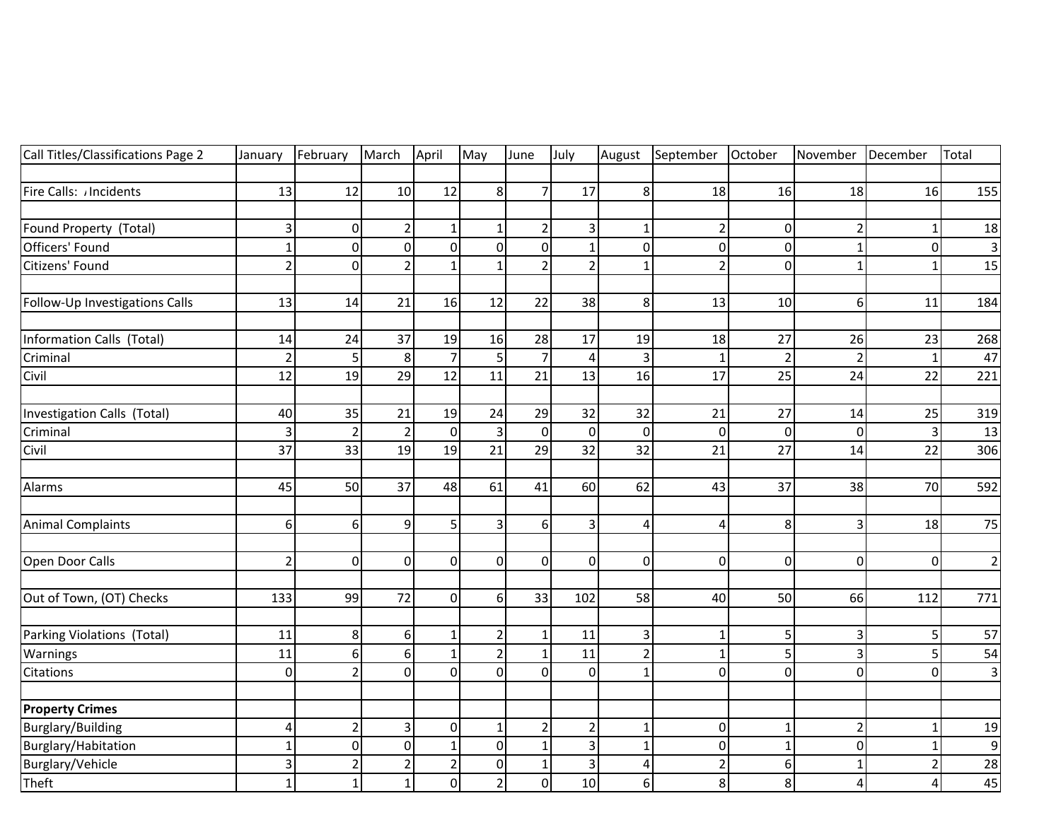| Call Titles/Classifications Page 2 | January | February | March | April | May | June | July | August | September | October | November | December | Total |
|---|---|---|---|---|---|---|---|---|---|---|---|---|---|
| | | | | | | | | | | | | | |
| Fire Calls: Incidents | 13 | 12 | 10 | 12 | 8 | 7 | 17 | 8 | 18 | 16 | 18 | 16 | 155 |
| | | | | | | | | | | | | | |
| Found Property (Total) | 3 | 0 | 2 | 1 | 1 | 2 | 3 | 1 | 2 | 0 | 2 | 1 | 18 |
| Officers' Found | 1 | 0 | 0 | 0 | 0 | 0 | 1 | 0 | 0 | 0 | 1 | 0 | 3 |
| Citizens' Found | 2 | 0 | 2 | 1 | 1 | 2 | 2 | 1 | 2 | 0 | 1 | 1 | 15 |
| | | | | | | | | | | | | | |
| Follow-Up Investigations Calls | 13 | 14 | 21 | 16 | 12 | 22 | 38 | 8 | 13 | 10 | 6 | 11 | 184 |
| | | | | | | | | | | | | | |
| Information Calls (Total) | 14 | 24 | 37 | 19 | 16 | 28 | 17 | 19 | 18 | 27 | 26 | 23 | 268 |
| Criminal | 2 | 5 | 8 | 7 | 5 | 7 | 4 | 3 | 1 | 2 | 2 | 1 | 47 |
| Civil | 12 | 19 | 29 | 12 | 11 | 21 | 13 | 16 | 17 | 25 | 24 | 22 | 221 |
| | | | | | | | | | | | | | |
| Investigation Calls (Total) | 40 | 35 | 21 | 19 | 24 | 29 | 32 | 32 | 21 | 27 | 14 | 25 | 319 |
| Criminal | 3 | 2 | 2 | 0 | 3 | 0 | 0 | 0 | 0 | 0 | 0 | 3 | 13 |
| Civil | 37 | 33 | 19 | 19 | 21 | 29 | 32 | 32 | 21 | 27 | 14 | 22 | 306 |
| | | | | | | | | | | | | | |
| Alarms | 45 | 50 | 37 | 48 | 61 | 41 | 60 | 62 | 43 | 37 | 38 | 70 | 592 |
| | | | | | | | | | | | | | |
| Animal Complaints | 6 | 6 | 9 | 5 | 3 | 6 | 3 | 4 | 4 | 8 | 3 | 18 | 75 |
| | | | | | | | | | | | | | |
| Open Door Calls | 2 | 0 | 0 | 0 | 0 | 0 | 0 | 0 | 0 | 0 | 0 | 0 | 2 |
| | | | | | | | | | | | | | |
| Out of Town, (OT) Checks | 133 | 99 | 72 | 0 | 6 | 33 | 102 | 58 | 40 | 50 | 66 | 112 | 771 |
| | | | | | | | | | | | | | |
| Parking Violations (Total) | 11 | 8 | 6 | 1 | 2 | 1 | 11 | 3 | 1 | 5 | 3 | 5 | 57 |
| Warnings | 11 | 6 | 6 | 1 | 2 | 1 | 11 | 2 | 1 | 5 | 3 | 5 | 54 |
| Citations | 0 | 2 | 0 | 0 | 0 | 0 | 0 | 1 | 0 | 0 | 0 | 0 | 3 |
| | | | | | | | | | | | | | |
| **Property Crimes** | | | | | | | | | | | | | |
| Burglary/Building | 4 | 2 | 3 | 0 | 1 | 2 | 2 | 1 | 0 | 1 | 2 | 1 | 19 |
| Burglary/Habitation | 1 | 0 | 0 | 1 | 0 | 1 | 3 | 1 | 0 | 1 | 0 | 1 | 9 |
| Burglary/Vehicle | 3 | 2 | 2 | 2 | 0 | 1 | 3 | 4 | 2 | 6 | 1 | 2 | 28 |
| Theft | 1 | 1 | 1 | 0 | 2 | 0 | 10 | 6 | 8 | 8 | 4 | 4 | 45 |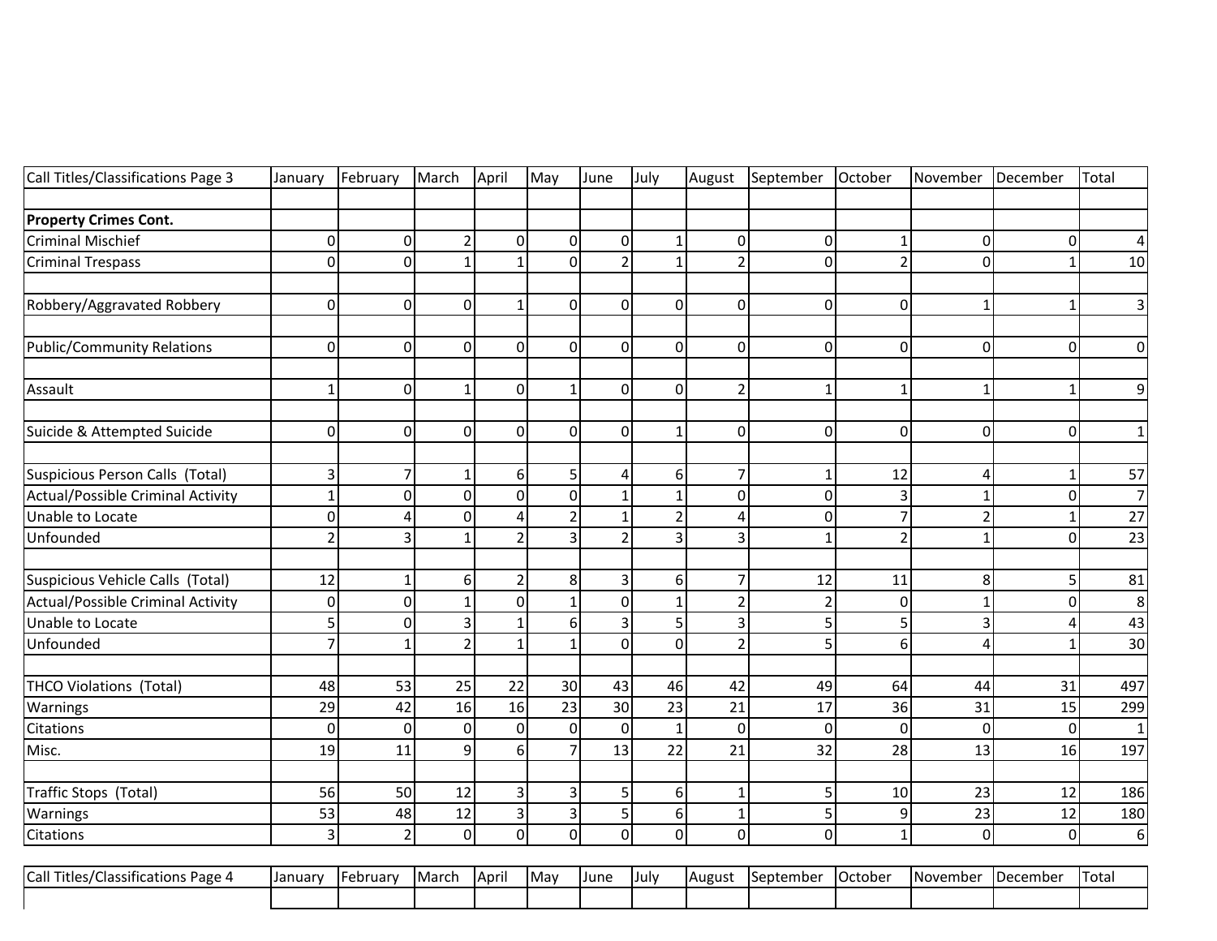| Call Titles/Classifications Page 3 | January | February | March | April | May | June | July | August | September | October | November | December | Total |
|---|---|---|---|---|---|---|---|---|---|---|---|---|---|
| | | | | | | | | | | | | | |
| **Property Crimes Cont.** | | | | | | | | | | | | | |
| Criminal Mischief | 0 | 0 | 2 | 0 | 0 | 0 | 1 | 0 | 0 | 1 | 0 | 0 | 4 |
| Criminal Trespass | 0 | 0 | 1 | 1 | 0 | 2 | 1 | 2 | 0 | 2 | 0 | 1 | 10 |
| | | | | | | | | | | | | | |
| Robbery/Aggravated Robbery | 0 | 0 | 0 | 1 | 0 | 0 | 0 | 0 | 0 | 0 | 1 | 1 | 3 |
| | | | | | | | | | | | | | |
| Public/Community Relations | 0 | 0 | 0 | 0 | 0 | 0 | 0 | 0 | 0 | 0 | 0 | 0 | 0 |
| | | | | | | | | | | | | | |
| Assault | 1 | 0 | 1 | 0 | 1 | 0 | 0 | 2 | 1 | 1 | 1 | 1 | 9 |
| | | | | | | | | | | | | | |
| Suicide & Attempted Suicide | 0 | 0 | 0 | 0 | 0 | 0 | 1 | 0 | 0 | 0 | 0 | 0 | 1 |
| | | | | | | | | | | | | | |
| Suspicious Person Calls (Total) | 3 | 7 | 1 | 6 | 5 | 4 | 6 | 7 | 1 | 12 | 4 | 1 | 57 |
| Actual/Possible Criminal Activity | 1 | 0 | 0 | 0 | 0 | 1 | 1 | 0 | 0 | 3 | 1 | 0 | 7 |
| Unable to Locate | 0 | 4 | 0 | 4 | 2 | 1 | 2 | 4 | 0 | 7 | 2 | 1 | 27 |
| Unfounded | 2 | 3 | 1 | 2 | 3 | 2 | 3 | 3 | 1 | 2 | 1 | 0 | 23 |
| | | | | | | | | | | | | | |
| Suspicious Vehicle Calls (Total) | 12 | 1 | 6 | 2 | 8 | 3 | 6 | 7 | 12 | 11 | 8 | 5 | 81 |
| Actual/Possible Criminal Activity | 0 | 0 | 1 | 0 | 1 | 0 | 1 | 2 | 2 | 0 | 1 | 0 | 8 |
| Unable to Locate | 5 | 0 | 3 | 1 | 6 | 3 | 5 | 3 | 5 | 5 | 3 | 4 | 43 |
| Unfounded | 7 | 1 | 2 | 1 | 1 | 0 | 0 | 2 | 5 | 6 | 4 | 1 | 30 |
| | | | | | | | | | | | | | |
| THCO Violations (Total) | 48 | 53 | 25 | 22 | 30 | 43 | 46 | 42 | 49 | 64 | 44 | 31 | 497 |
| Warnings | 29 | 42 | 16 | 16 | 23 | 30 | 23 | 21 | 17 | 36 | 31 | 15 | 299 |
| Citations | 0 | 0 | 0 | 0 | 0 | 0 | 1 | 0 | 0 | 0 | 0 | 0 | 1 |
| Misc. | 19 | 11 | 9 | 6 | 7 | 13 | 22 | 21 | 32 | 28 | 13 | 16 | 197 |
| | | | | | | | | | | | | | |
| Traffic Stops (Total) | 56 | 50 | 12 | 3 | 3 | 5 | 6 | 1 | 5 | 10 | 23 | 12 | 186 |
| Warnings | 53 | 48 | 12 | 3 | 3 | 5 | 6 | 1 | 5 | 9 | 23 | 12 | 180 |
| Citations | 3 | 2 | 0 | 0 | 0 | 0 | 0 | 0 | 0 | 1 | 0 | 0 | 6 |

| Call Titles/Classifications Page 4 | January | February | March | April | May | June | July | August | September | October | November | December | Total |
|---|---|---|---|---|---|---|---|---|---|---|---|---|---|
| | | | | | | | | | | | | | |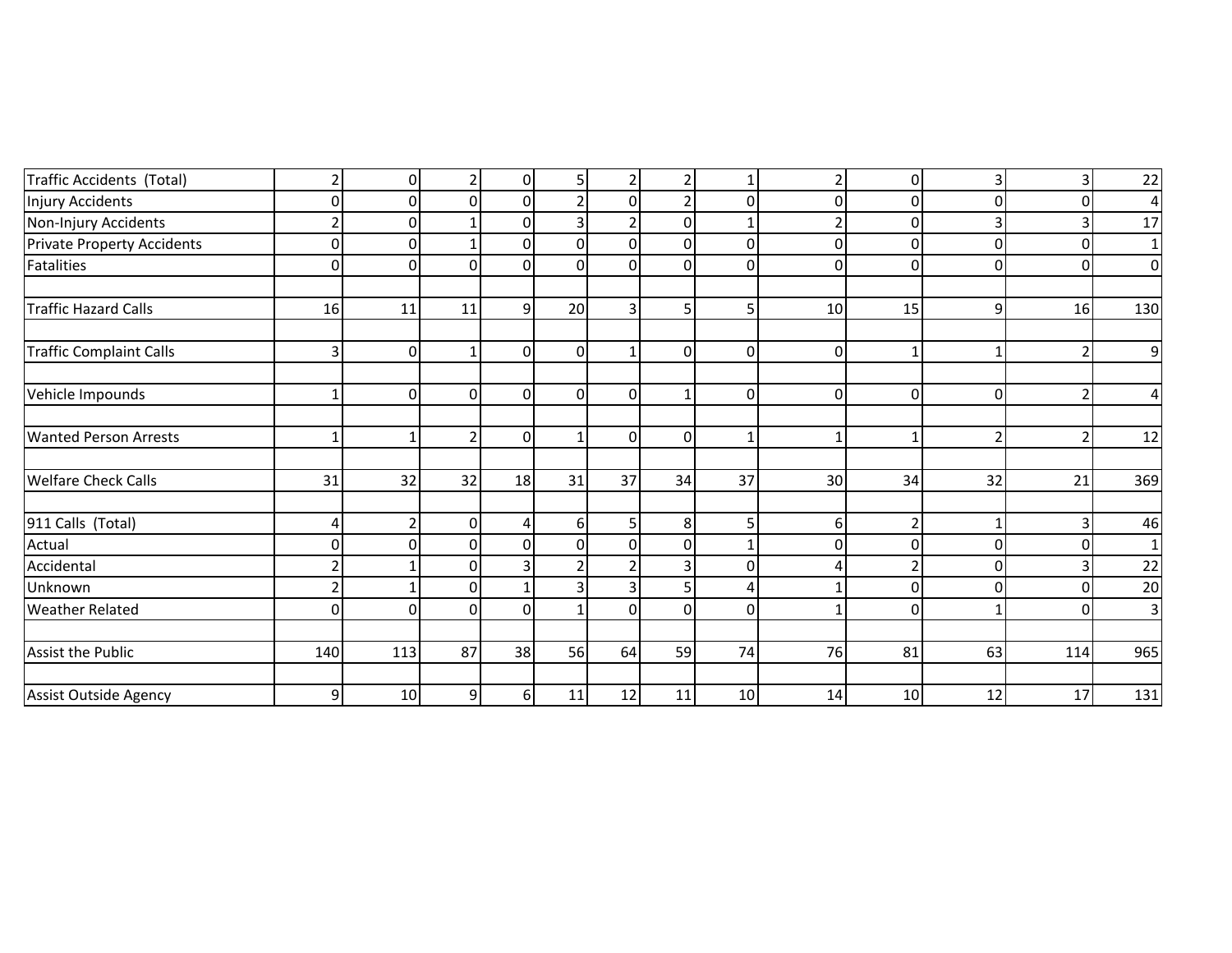| | | | | | | | | | | | | | |
|---|---|---|---|---|---|---|---|---|---|---|---|---|---|
| Traffic Accidents (Total) | 2 | 0 | 2 | 0 | 5 | 2 | 2 | 1 | 2 | 0 | 3 | 3 | 22 |
| Injury Accidents | 0 | 0 | 0 | 0 | 2 | 0 | 2 | 0 | 0 | 0 | 0 | 0 | 4 |
| Non-Injury Accidents | 2 | 0 | 1 | 0 | 3 | 2 | 0 | 1 | 2 | 0 | 3 | 3 | 17 |
| Private Property Accidents | 0 | 0 | 1 | 0 | 0 | 0 | 0 | 0 | 0 | 0 | 0 | 0 | 1 |
| Fatalities | 0 | 0 | 0 | 0 | 0 | 0 | 0 | 0 | 0 | 0 | 0 | 0 | 0 |
| | | | | | | | | | | | | | |
| Traffic Hazard Calls | 16 | 11 | 11 | 9 | 20 | 3 | 5 | 5 | 10 | 15 | 9 | 16 | 130 |
| | | | | | | | | | | | | | |
| Traffic Complaint Calls | 3 | 0 | 1 | 0 | 0 | 1 | 0 | 0 | 0 | 1 | 1 | 2 | 9 |
| | | | | | | | | | | | | | |
| Vehicle Impounds | 1 | 0 | 0 | 0 | 0 | 0 | 1 | 0 | 0 | 0 | 0 | 2 | 4 |
| | | | | | | | | | | | | | |
| Wanted Person Arrests | 1 | 1 | 2 | 0 | 1 | 0 | 0 | 1 | 1 | 1 | 2 | 2 | 12 |
| | | | | | | | | | | | | | |
| Welfare Check Calls | 31 | 32 | 32 | 18 | 31 | 37 | 34 | 37 | 30 | 34 | 32 | 21 | 369 |
| | | | | | | | | | | | | | |
| 911 Calls (Total) | 4 | 2 | 0 | 4 | 6 | 5 | 8 | 5 | 6 | 2 | 1 | 3 | 46 |
| Actual | 0 | 0 | 0 | 0 | 0 | 0 | 0 | 1 | 0 | 0 | 0 | 0 | 1 |
| Accidental | 2 | 1 | 0 | 3 | 2 | 2 | 3 | 0 | 4 | 2 | 0 | 3 | 22 |
| Unknown | 2 | 1 | 0 | 1 | 3 | 3 | 5 | 4 | 1 | 0 | 0 | 0 | 20 |
| Weather Related | 0 | 0 | 0 | 0 | 1 | 0 | 0 | 0 | 1 | 0 | 1 | 0 | 3 |
| | | | | | | | | | | | | | |
| Assist the Public | 140 | 113 | 87 | 38 | 56 | 64 | 59 | 74 | 76 | 81 | 63 | 114 | 965 |
| | | | | | | | | | | | | | |
| Assist Outside Agency | 9 | 10 | 9 | 6 | 11 | 12 | 11 | 10 | 14 | 10 | 12 | 17 | 131 |